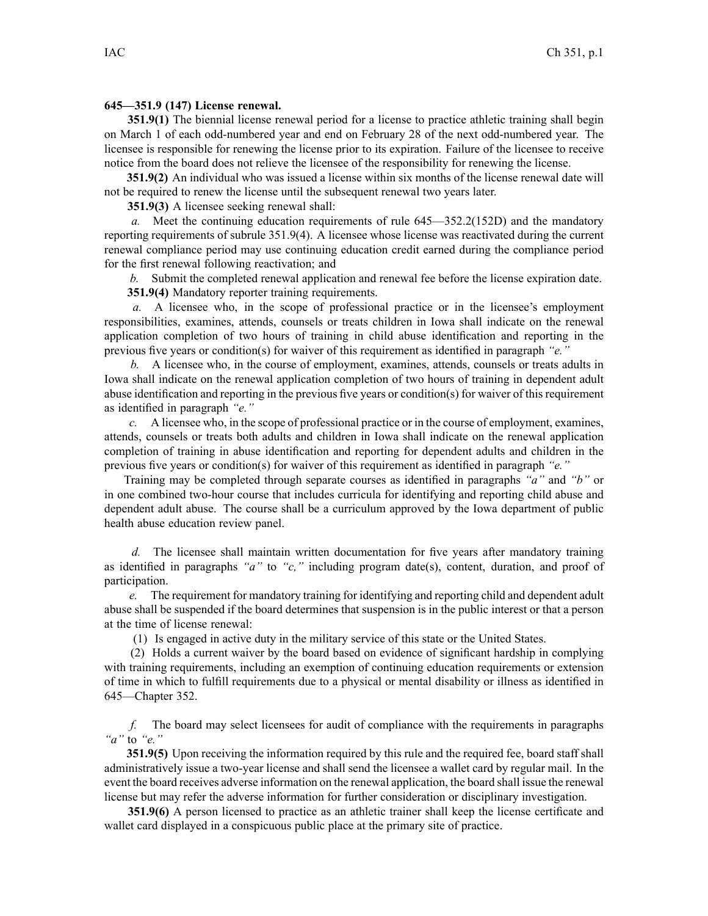**645—351.9 (147) License renewal.**

**351.9(1)** The biennial license renewal period for a license to practice athletic training shall begin on March 1 of each odd-numbered year and end on February 28 of the next odd-numbered year. The licensee is responsible for renewing the license prior to its expiration. Failure of the licensee to receive notice from the board does not relieve the licensee of the responsibility for renewing the license.

**351.9(2)** An individual who was issued a license within six months of the license renewal date will not be required to renew the license until the subsequent renewal two years later.

**351.9(3)** A licensee seeking renewal shall:

*a.* Meet the continuing education requirements of rule 645—352.2(152D) and the mandatory reporting requirements of subrule 351.9(4). A licensee whose license was reactivated during the current renewal compliance period may use continuing education credit earned during the compliance period for the first renewal following reactivation; and

*b.* Submit the completed renewal application and renewal fee before the license expiration date.

**351.9(4)** Mandatory reporter training requirements.

*a.* A licensee who, in the scope of professional practice or in the licensee's employment responsibilities, examines, attends, counsels or treats children in Iowa shall indicate on the renewal application completion of two hours of training in child abuse identification and reporting in the previous five years or condition(s) for waiver of this requirement as identified in paragraph *"e."*

*b.* A licensee who, in the course of employment, examines, attends, counsels or treats adults in Iowa shall indicate on the renewal application completion of two hours of training in dependent adult abuse identification and reporting in the previous five years or condition(s) for waiver of this requirement as identified in paragraph *"e."*

*c.* A licensee who, in the scope of professional practice or in the course of employment, examines, attends, counsels or treats both adults and children in Iowa shall indicate on the renewal application completion of training in abuse identification and reporting for dependent adults and children in the previous five years or condition(s) for waiver of this requirement as identified in paragraph *"e."*

Training may be completed through separate courses as identified in paragraphs *"a"* and *"b"* or in one combined two-hour course that includes curricula for identifying and reporting child abuse and dependent adult abuse. The course shall be a curriculum approved by the Iowa department of public health abuse education review panel.

*d.* The licensee shall maintain written documentation for five years after mandatory training as identified in paragraphs *"a"* to *"c,"* including program date(s), content, duration, and proof of participation.

*e.* The requirement for mandatory training for identifying and reporting child and dependent adult abuse shall be suspended if the board determines that suspension is in the public interest or that a person at the time of license renewal:

(1) Is engaged in active duty in the military service of this state or the United States.

(2) Holds a current waiver by the board based on evidence of significant hardship in complying with training requirements, including an exemption of continuing education requirements or extension of time in which to fulfill requirements due to a physical or mental disability or illness as identified in 645—Chapter 352.

*f.* The board may select licensees for audit of compliance with the requirements in paragraphs *"a"* to *"e."*

**351.9(5)** Upon receiving the information required by this rule and the required fee, board staff shall administratively issue a two-year license and shall send the licensee a wallet card by regular mail. In the event the board receives adverse information on the renewal application, the board shall issue the renewal license but may refer the adverse information for further consideration or disciplinary investigation.

**351.9(6)** A person licensed to practice as an athletic trainer shall keep the license certificate and wallet card displayed in a conspicuous public place at the primary site of practice.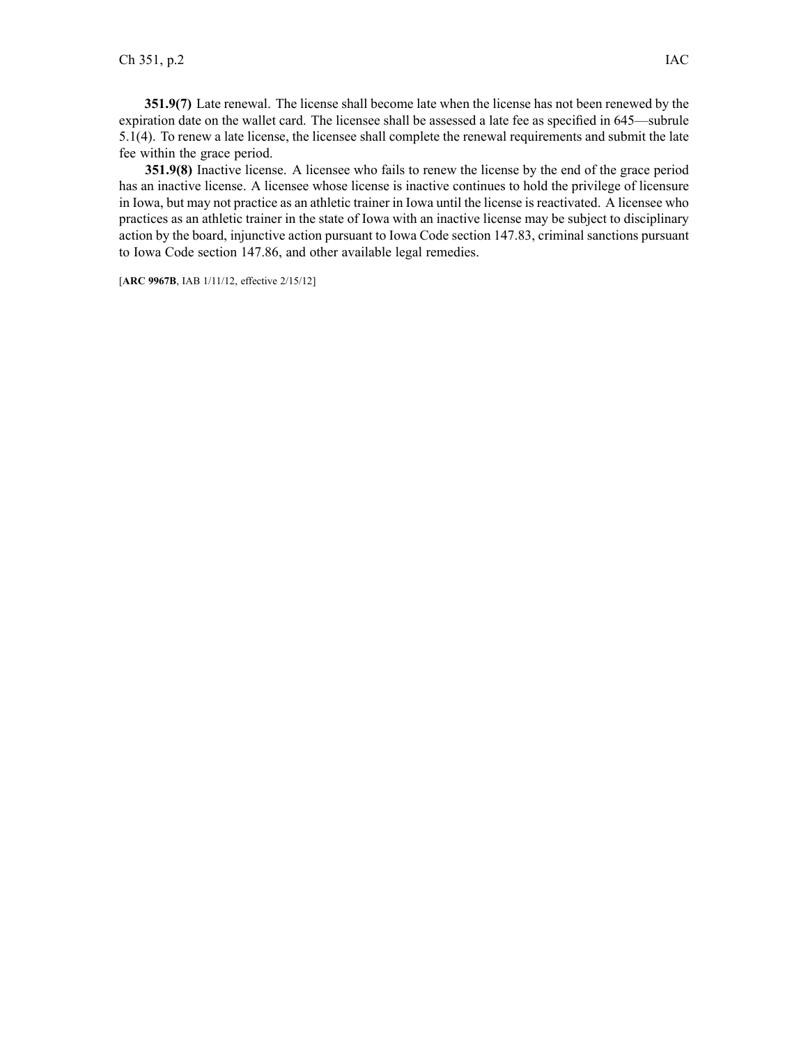**351.9(7)** Late renewal. The license shall become late when the license has not been renewed by the expiration date on the wallet card. The licensee shall be assessed a late fee as specified in 645—subrule 5.1(4). To renew a late license, the licensee shall complete the renewal requirements and submit the late fee within the grace period.

**351.9(8)** Inactive license. A licensee who fails to renew the license by the end of the grace period has an inactive license. A licensee whose license is inactive continues to hold the privilege of licensure in Iowa, but may not practice as an athletic trainer in Iowa until the license is reactivated. A licensee who practices as an athletic trainer in the state of Iowa with an inactive license may be subject to disciplinary action by the board, injunctive action pursuant to Iowa Code section 147.83, criminal sanctions pursuant to Iowa Code section 147.86, and other available legal remedies.

[**ARC 9967B**, IAB 1/11/12, effective 2/15/12]